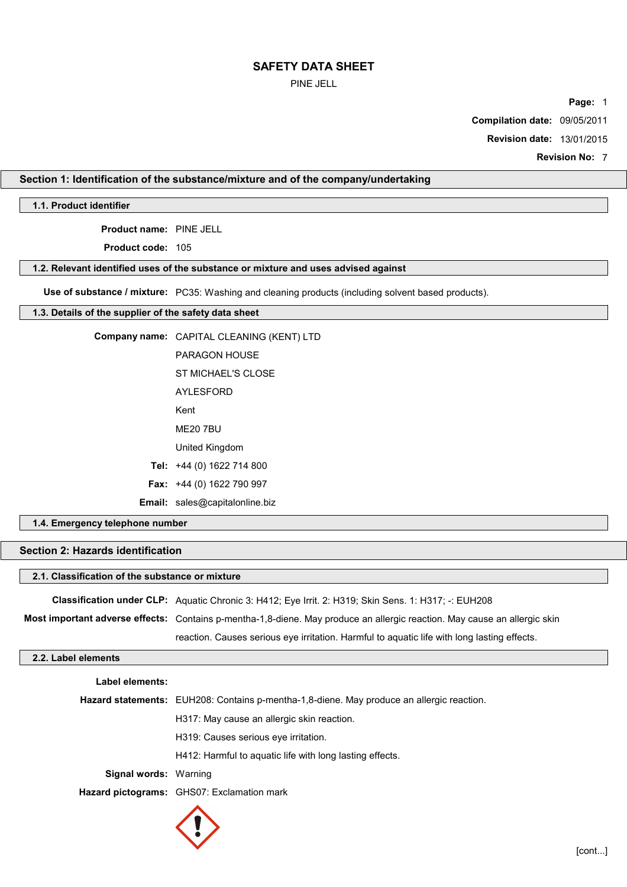# SAFETY DATA SHEET

PINE JELL

**Compilation date:** 09/05/2011

**Revision date:** 13/01/2015

**Revision No:** 7

## Section 1: Identification of the substance/mixture and of the company/undertaking

### 1.1. Product identifier

**Product name:** PINE JELL

**Product code:** 105

### 1.2. Relevant identified uses of the substance or mixture and uses advised against

**Use of substance / mixture:** PC35: Washing and cleaning products (including solvent based products).

### 1.3. Details of the supplier of the safety data sheet

**Company name:** CAPITAL CLEANING (KENT) LTD
PARAGON HOUSE
ST MICHAEL'S CLOSE
AYLESFORD
Kent
ME20 7BU
United Kingdom

**Tel:** +44 (0) 1622 714 800

**Fax:** +44 (0) 1622 790 997

**Email:** sales@capitalonline.biz

### 1.4. Emergency telephone number

## Section 2: Hazards identification

### 2.1. Classification of the substance or mixture

**Classification under CLP:** Aquatic Chronic 3: H412; Eye Irrit. 2: H319; Skin Sens. 1: H317; -: EUH208

**Most important adverse effects:** Contains p-mentha-1,8-diene. May produce an allergic reaction. May cause an allergic skin reaction. Causes serious eye irritation. Harmful to aquatic life with long lasting effects.

### 2.2. Label elements

**Label elements:**

**Hazard statements:** EUH208: Contains p-mentha-1,8-diene. May produce an allergic reaction.
H317: May cause an allergic skin reaction.
H319: Causes serious eye irritation.
H412: Harmful to aquatic life with long lasting effects.

**Signal words:** Warning

**Hazard pictograms:** GHS07: Exclamation mark

[cont...]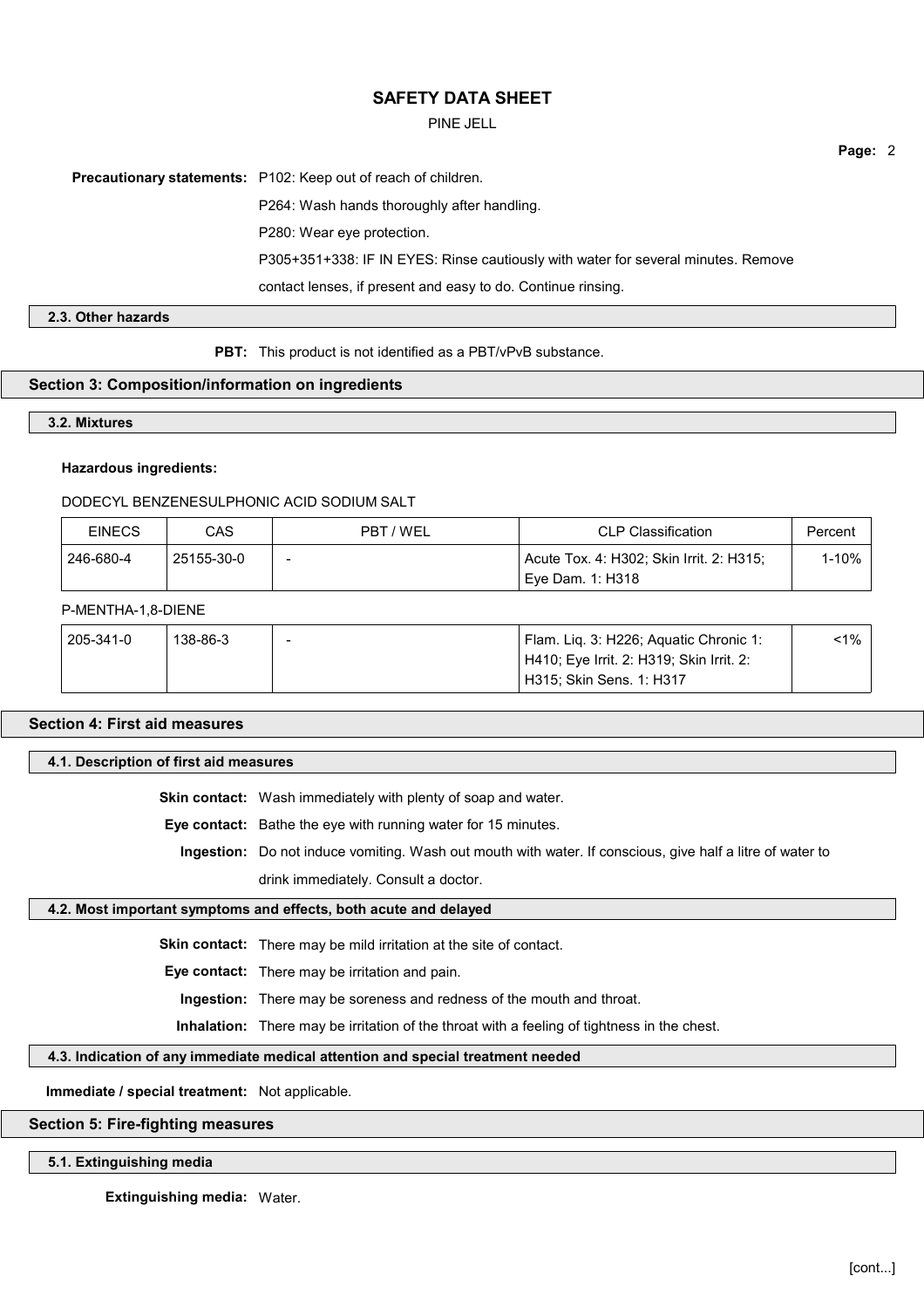**Precautionary statements:** P102: Keep out of reach of children.

P264: Wash hands thoroughly after handling.

P280: Wear eye protection.

P305+351+338: IF IN EYES: Rinse cautiously with water for several minutes. Remove contact lenses, if present and easy to do. Continue rinsing.

### 2.3. Other hazards

**PBT:** This product is not identified as a PBT/vPvB substance.

## Section 3: Composition/information on ingredients

### 3.2. Mixtures

**Hazardous ingredients:**

DODECYL BENZENESULPHONIC ACID SODIUM SALT

| EINECS | CAS | PBT / WEL | CLP Classification | Percent |
|---|---|---|---|---|
| 246-680-4 | 25155-30-0 | - | Acute Tox. 4: H302; Skin Irrit. 2: H315; Eye Dam. 1: H318 | 1-10% |

P-MENTHA-1,8-DIENE

| EINECS | CAS | PBT / WEL | CLP Classification | Percent |
|---|---|---|---|---|
| 205-341-0 | 138-86-3 | - | Flam. Liq. 3: H226; Aquatic Chronic 1: H410; Eye Irrit. 2: H319; Skin Irrit. 2: H315; Skin Sens. 1: H317 | <1% |

## Section 4: First aid measures

### 4.1. Description of first aid measures

**Skin contact:** Wash immediately with plenty of soap and water.

**Eye contact:** Bathe the eye with running water for 15 minutes.

**Ingestion:** Do not induce vomiting. Wash out mouth with water. If conscious, give half a litre of water to drink immediately. Consult a doctor.

### 4.2. Most important symptoms and effects, both acute and delayed

**Skin contact:** There may be mild irritation at the site of contact.

**Eye contact:** There may be irritation and pain.

**Ingestion:** There may be soreness and redness of the mouth and throat.

**Inhalation:** There may be irritation of the throat with a feeling of tightness in the chest.

### 4.3. Indication of any immediate medical attention and special treatment needed

**Immediate / special treatment:** Not applicable.

## Section 5: Fire-fighting measures

### 5.1. Extinguishing media

**Extinguishing media:** Water.

[cont...]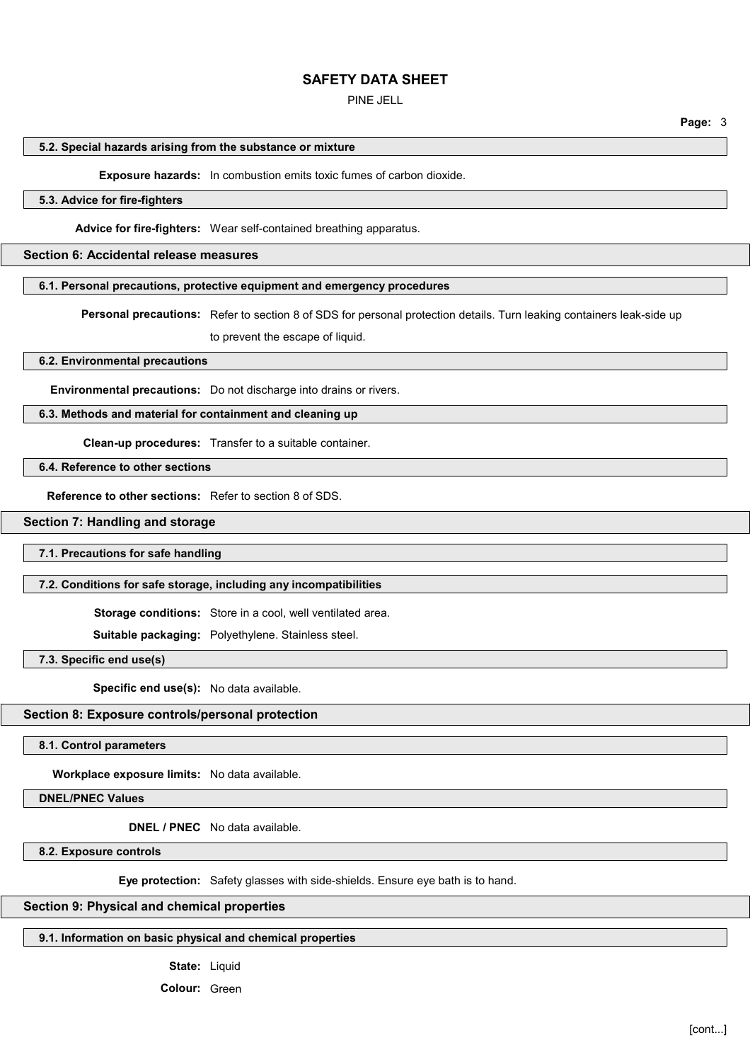#### 5.2. Special hazards arising from the substance or mixture

**Exposure hazards:** In combustion emits toxic fumes of carbon dioxide.

#### 5.3. Advice for fire-fighters

**Advice for fire-fighters:** Wear self-contained breathing apparatus.

### Section 6: Accidental release measures

#### 6.1. Personal precautions, protective equipment and emergency procedures

**Personal precautions:** Refer to section 8 of SDS for personal protection details. Turn leaking containers leak-side up to prevent the escape of liquid.

#### 6.2. Environmental precautions

**Environmental precautions:** Do not discharge into drains or rivers.

#### 6.3. Methods and material for containment and cleaning up

**Clean-up procedures:** Transfer to a suitable container.

#### 6.4. Reference to other sections

**Reference to other sections:** Refer to section 8 of SDS.

### Section 7: Handling and storage

#### 7.1. Precautions for safe handling

#### 7.2. Conditions for safe storage, including any incompatibilities

**Storage conditions:** Store in a cool, well ventilated area.

**Suitable packaging:** Polyethylene. Stainless steel.

#### 7.3. Specific end use(s)

**Specific end use(s):** No data available.

### Section 8: Exposure controls/personal protection

#### 8.1. Control parameters

**Workplace exposure limits:** No data available.

#### DNEL/PNEC Values

**DNEL / PNEC** No data available.

#### 8.2. Exposure controls

**Eye protection:** Safety glasses with side-shields. Ensure eye bath is to hand.

### Section 9: Physical and chemical properties

#### 9.1. Information on basic physical and chemical properties

**State:** Liquid

**Colour:** Green

[cont...]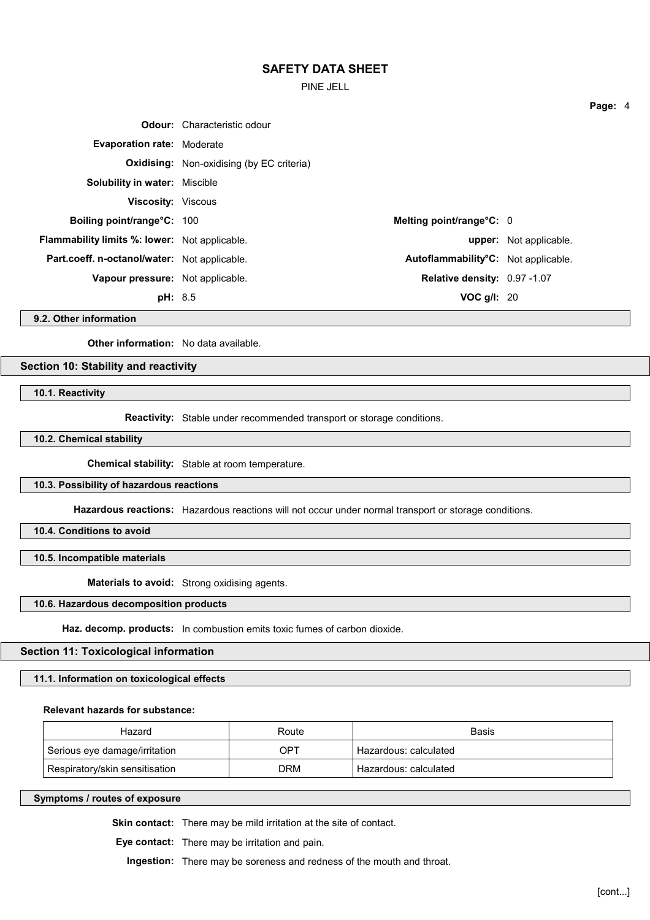**Odour:** Characteristic odour

**Evaporation rate:** Moderate

**Oxidising:** Non-oxidising (by EC criteria)

**Solubility in water:** Miscible

**Viscosity:** Viscous

**Boiling point/range°C:** 100

**Melting point/range°C:** 0

**Flammability limits %: lower:** Not applicable.

**upper:** Not applicable.

**Part.coeff. n-octanol/water:** Not applicable.

**Autoflammability°C:** Not applicable.

**Vapour pressure:** Not applicable.

**Relative density:** 0.97 -1.07

**pH:** 8.5

**VOC g/l:** 20

### 9.2. Other information

**Other information:** No data available.

## Section 10: Stability and reactivity

### 10.1. Reactivity

**Reactivity:** Stable under recommended transport or storage conditions.

### 10.2. Chemical stability

**Chemical stability:** Stable at room temperature.

### 10.3. Possibility of hazardous reactions

**Hazardous reactions:** Hazardous reactions will not occur under normal transport or storage conditions.

### 10.4. Conditions to avoid

### 10.5. Incompatible materials

**Materials to avoid:** Strong oxidising agents.

### 10.6. Hazardous decomposition products

**Haz. decomp. products:** In combustion emits toxic fumes of carbon dioxide.

## Section 11: Toxicological information

### 11.1. Information on toxicological effects

**Relevant hazards for substance:**

| Hazard | Route | Basis |
|---|---|---|
| Serious eye damage/irritation | OPT | Hazardous: calculated |
| Respiratory/skin sensitisation | DRM | Hazardous: calculated |

### Symptoms / routes of exposure

**Skin contact:** There may be mild irritation at the site of contact.

**Eye contact:** There may be irritation and pain.

**Ingestion:** There may be soreness and redness of the mouth and throat.

[cont...]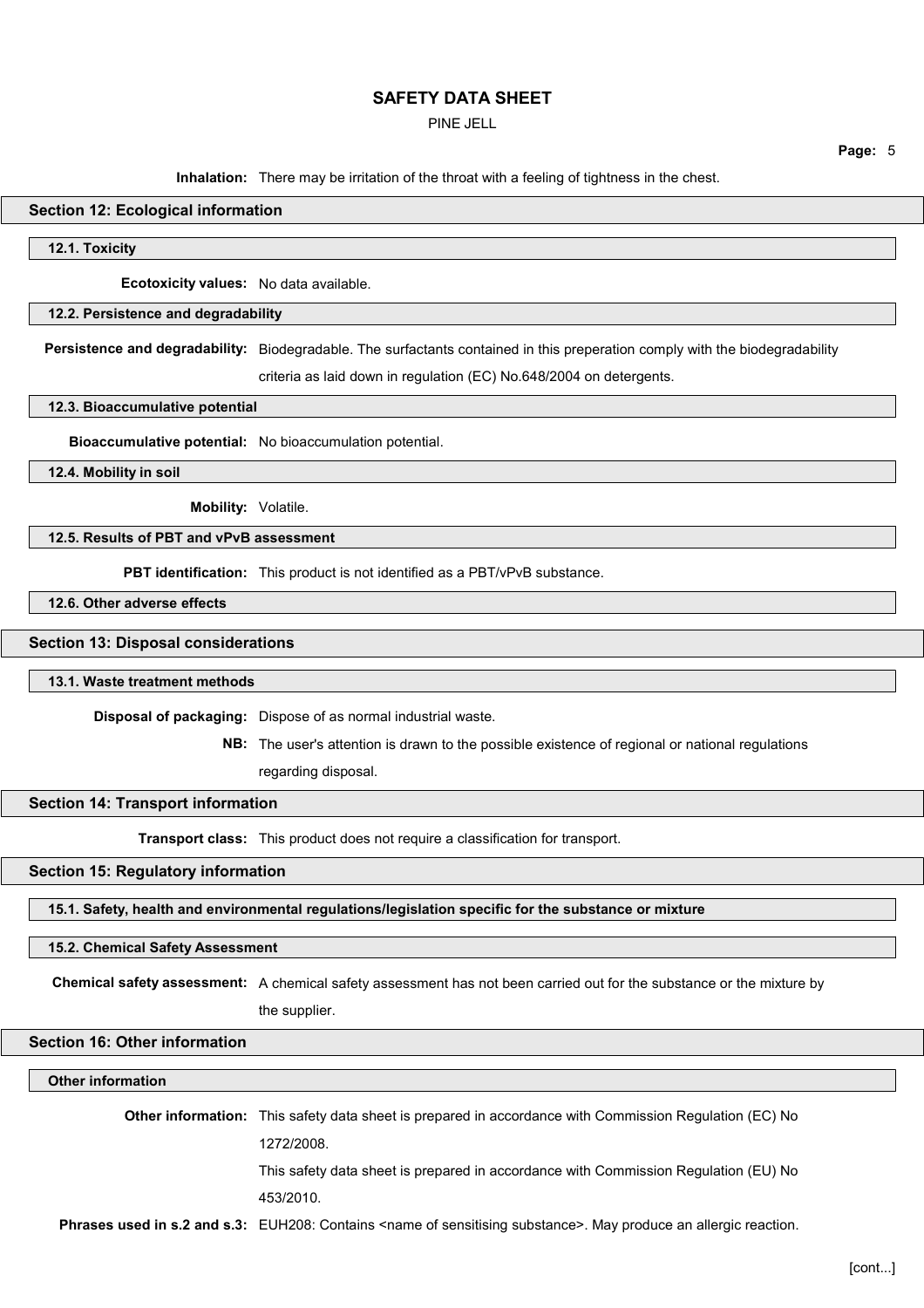**Inhalation:** There may be irritation of the throat with a feeling of tightness in the chest.

## Section 12: Ecological information

### 12.1. Toxicity

**Ecotoxicity values:** No data available.

### 12.2. Persistence and degradability

**Persistence and degradability:** Biodegradable. The surfactants contained in this preperation comply with the biodegradability criteria as laid down in regulation (EC) No.648/2004 on detergents.

### 12.3. Bioaccumulative potential

**Bioaccumulative potential:** No bioaccumulation potential.

### 12.4. Mobility in soil

**Mobility:** Volatile.

### 12.5. Results of PBT and vPvB assessment

**PBT identification:** This product is not identified as a PBT/vPvB substance.

### 12.6. Other adverse effects

## Section 13: Disposal considerations

### 13.1. Waste treatment methods

**Disposal of packaging:** Dispose of as normal industrial waste.

**NB:** The user's attention is drawn to the possible existence of regional or national regulations regarding disposal.

## Section 14: Transport information

**Transport class:** This product does not require a classification for transport.

## Section 15: Regulatory information

### 15.1. Safety, health and environmental regulations/legislation specific for the substance or mixture

### 15.2. Chemical Safety Assessment

**Chemical safety assessment:** A chemical safety assessment has not been carried out for the substance or the mixture by the supplier.

## Section 16: Other information

### Other information

**Other information:** This safety data sheet is prepared in accordance with Commission Regulation (EC) No 1272/2008.

This safety data sheet is prepared in accordance with Commission Regulation (EU) No 453/2010.

**Phrases used in s.2 and s.3:** EUH208: Contains <name of sensitising substance>. May produce an allergic reaction.

[cont...]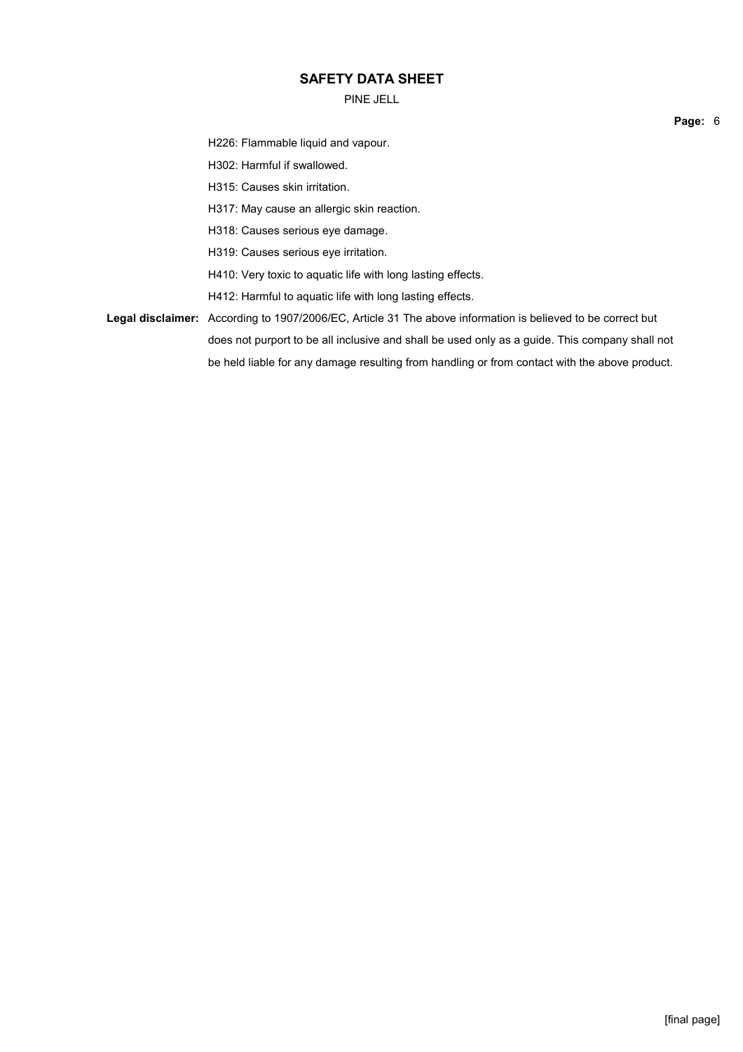H226: Flammable liquid and vapour.

H302: Harmful if swallowed.

H315: Causes skin irritation.

H317: May cause an allergic skin reaction.

H318: Causes serious eye damage.

H319: Causes serious eye irritation.

H410: Very toxic to aquatic life with long lasting effects.

H412: Harmful to aquatic life with long lasting effects.

**Legal disclaimer:** According to 1907/2006/EC, Article 31 The above information is believed to be correct but does not purport to be all inclusive and shall be used only as a guide. This company shall not be held liable for any damage resulting from handling or from contact with the above product.

[final page]